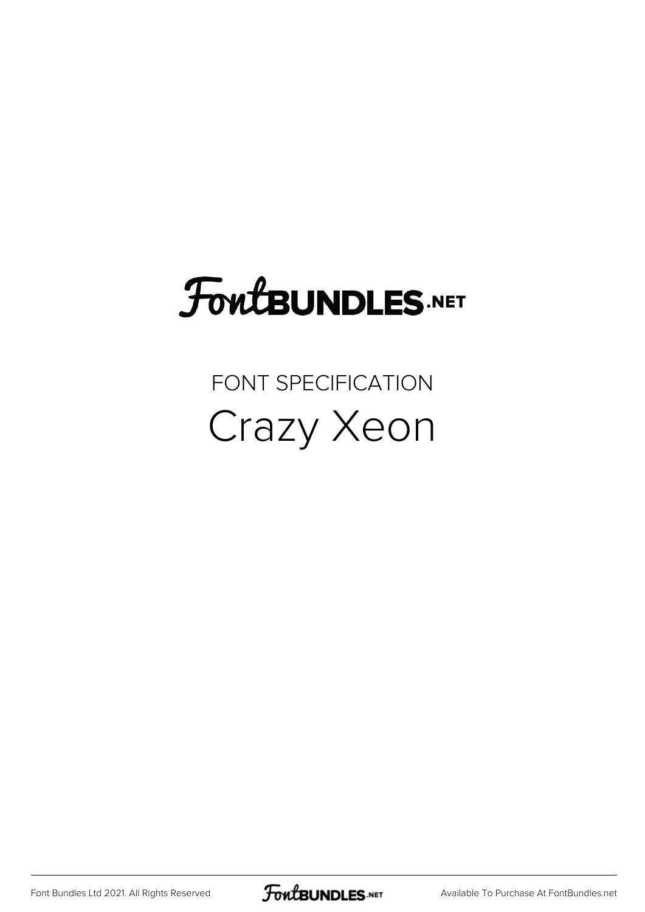# FontBUNDLES.NET

## FONT SPECIFICATION

# Crazy Xeon

Font Bundles Ltd 2021. All Rights Reserved

Available To Purchase At FontBundles.net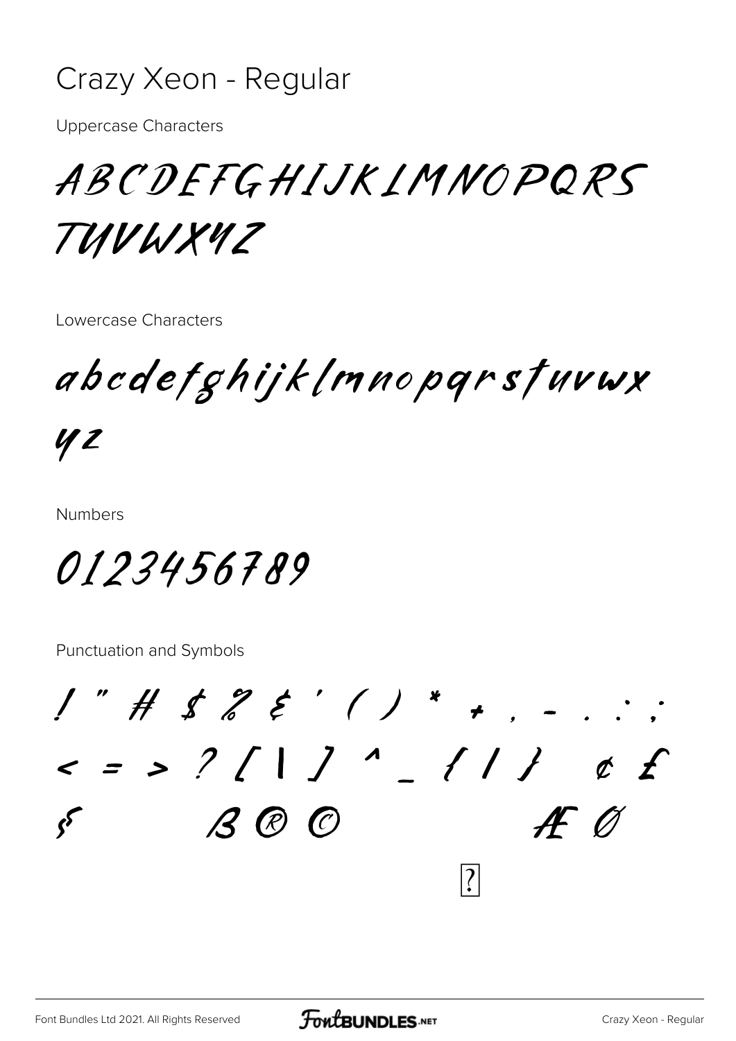# Crazy Xeon - Regular

Uppercase Characters

ABCDEFGHIJKLMNOPQRS
TUVWXYZ

Lowercase Characters

abcdefghijklmnopqrstuvwx
yz

Numbers

0123456789

Punctuation and Symbols

! " # $ % & ' ( ) * + , - . : ;
< = > ? [ | ] ^ _ { | } ¢ £
§ ß ® © Æ Ø
?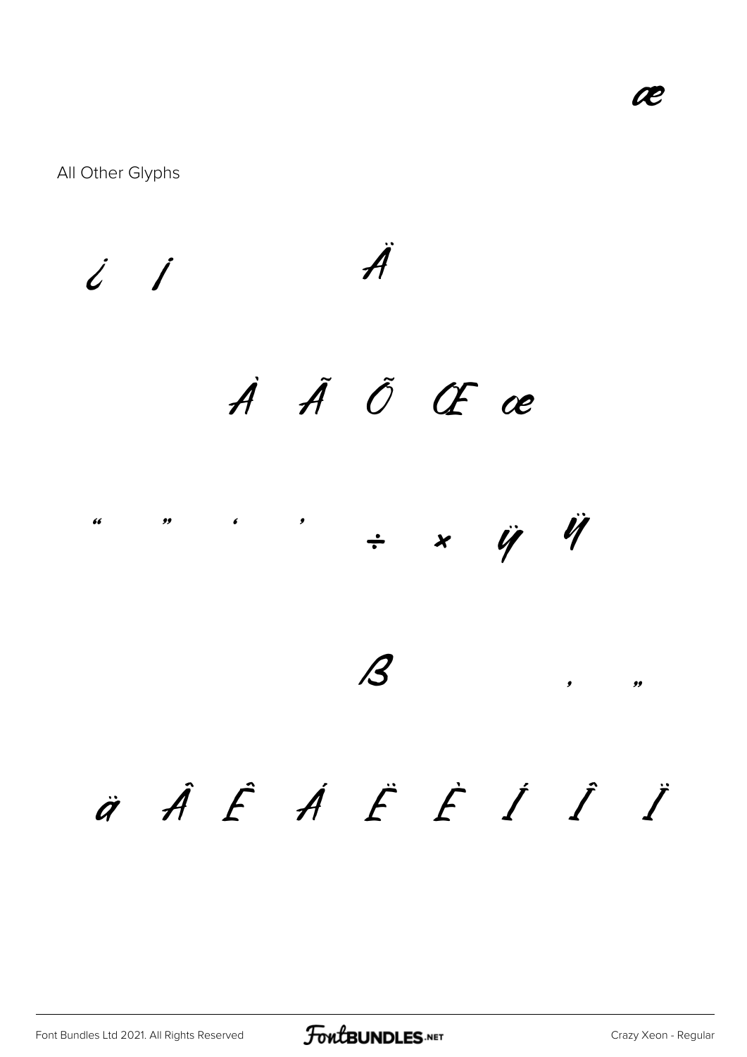æ

All Other Glyphs

¿ ¡ Ä

À Ã Õ Œ œ

“ ” ‘ ’ ÷ × ÿ Ÿ

ß ‚ „

ä Â Ê Á Ë È Í Î Ï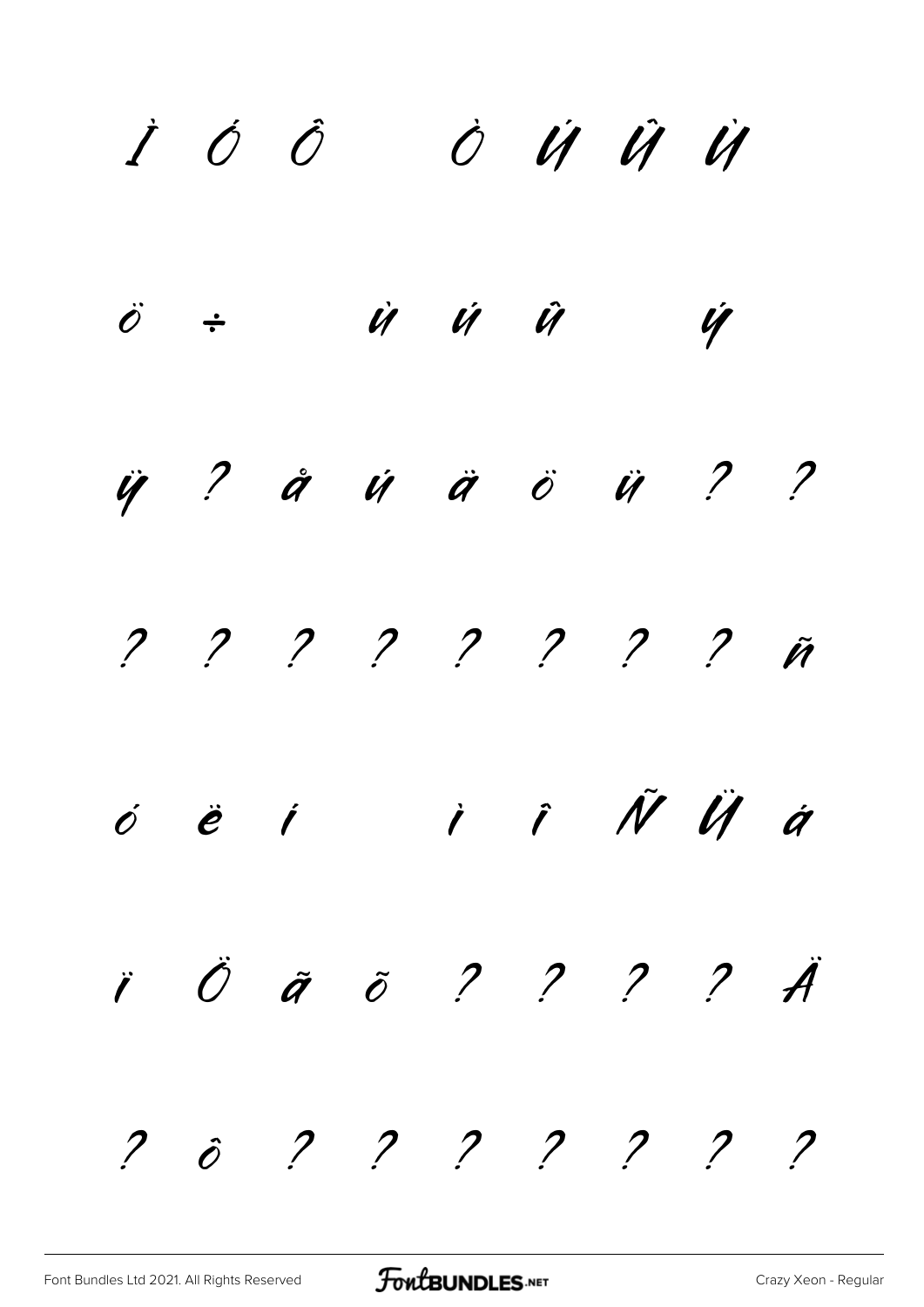Ì Ó Ô Ò Ú Û Ù

ö ÷ ù ú û ý

ÿ ? å ú ä ö ü ? ?

? ? ? ? ? ? ? ? ñ

ó ë í ì î Ñ Ü á

ï Ö ã õ ? ? ? ? Ä

? ô ? ? ? ? ? ? ?